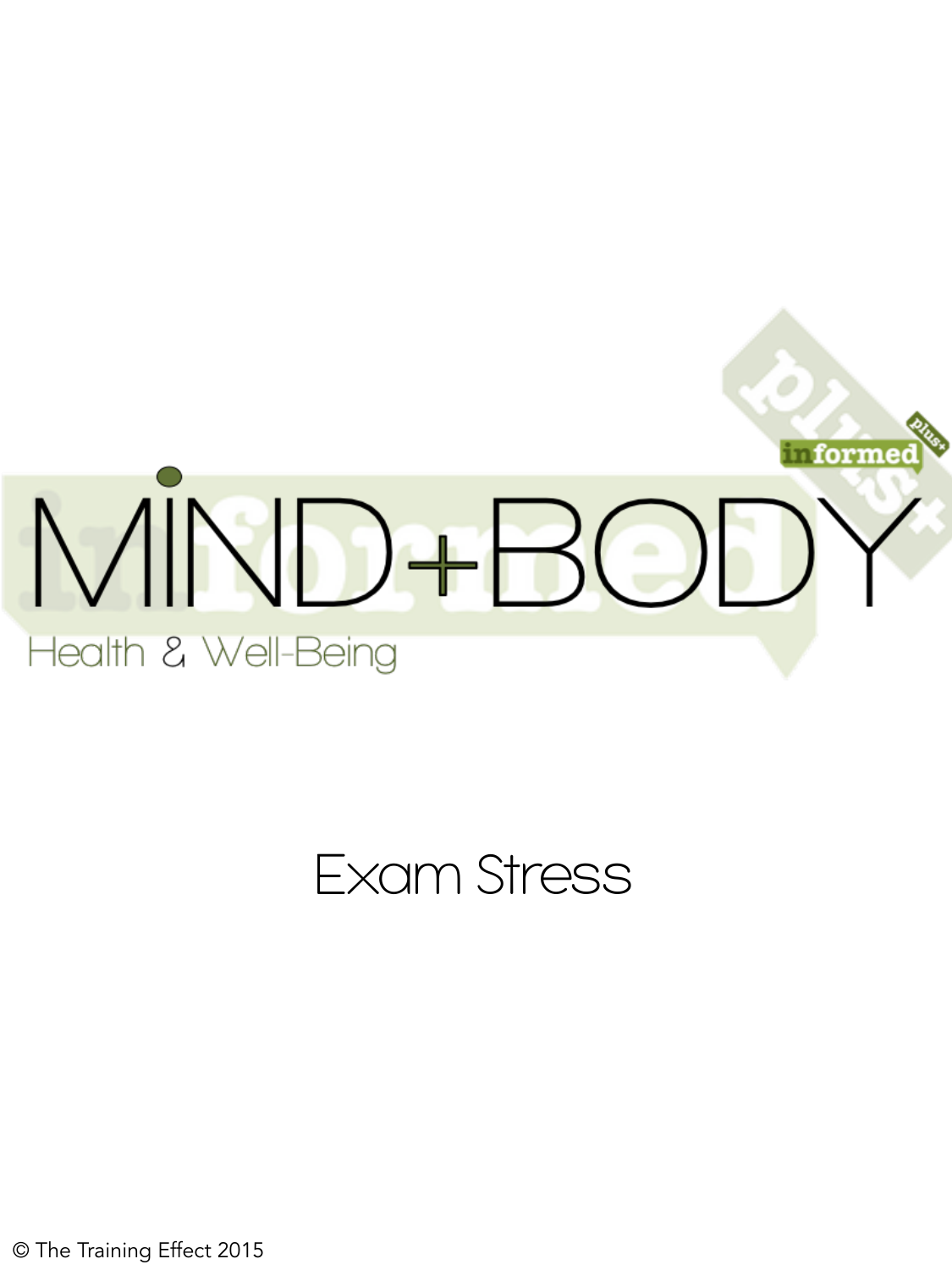# MIND+BODY

Health & Well-Being

## Exam Stress

© The Training Effect 2015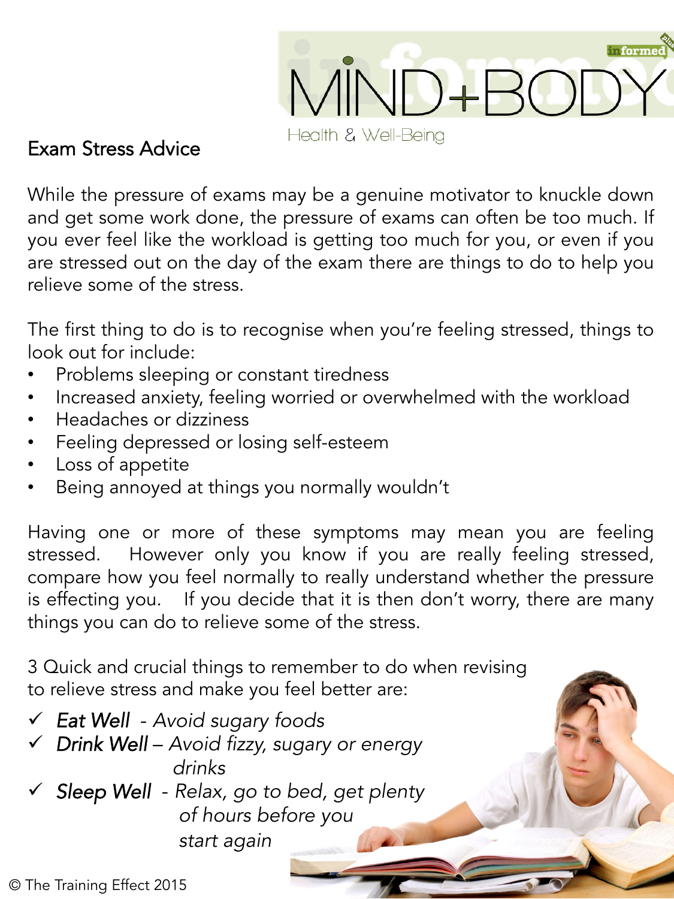## Exam Stress Advice

While the pressure of exams may be a genuine motivator to knuckle down and get some work done, the pressure of exams can often be too much. If you ever feel like the workload is getting too much for you, or even if you are stressed out on the day of the exam there are things to do to help you relieve some of the stress.

The first thing to do is to recognise when you're feeling stressed, things to look out for include:

- Problems sleeping or constant tiredness
- Increased anxiety, feeling worried or overwhelmed with the workload
- Headaches or dizziness
- Feeling depressed or losing self-esteem
- Loss of appetite
- Being annoyed at things you normally wouldn't

Having one or more of these symptoms may mean you are feeling stressed. However only you know if you are really feeling stressed, compare how you feel normally to really understand whether the pressure is effecting you. If you decide that it is then don't worry, there are many things you can do to relieve some of the stress.

3 Quick and crucial things to remember to do when revising to relieve stress and make you feel better are:

- ✓ *Eat Well* - *Avoid sugary foods*
- ✓ *Drink Well* – *Avoid fizzy, sugary or energy drinks*
- ✓ *Sleep Well* - *Relax, go to bed, get plenty of hours before you start again*

© The Training Effect 2015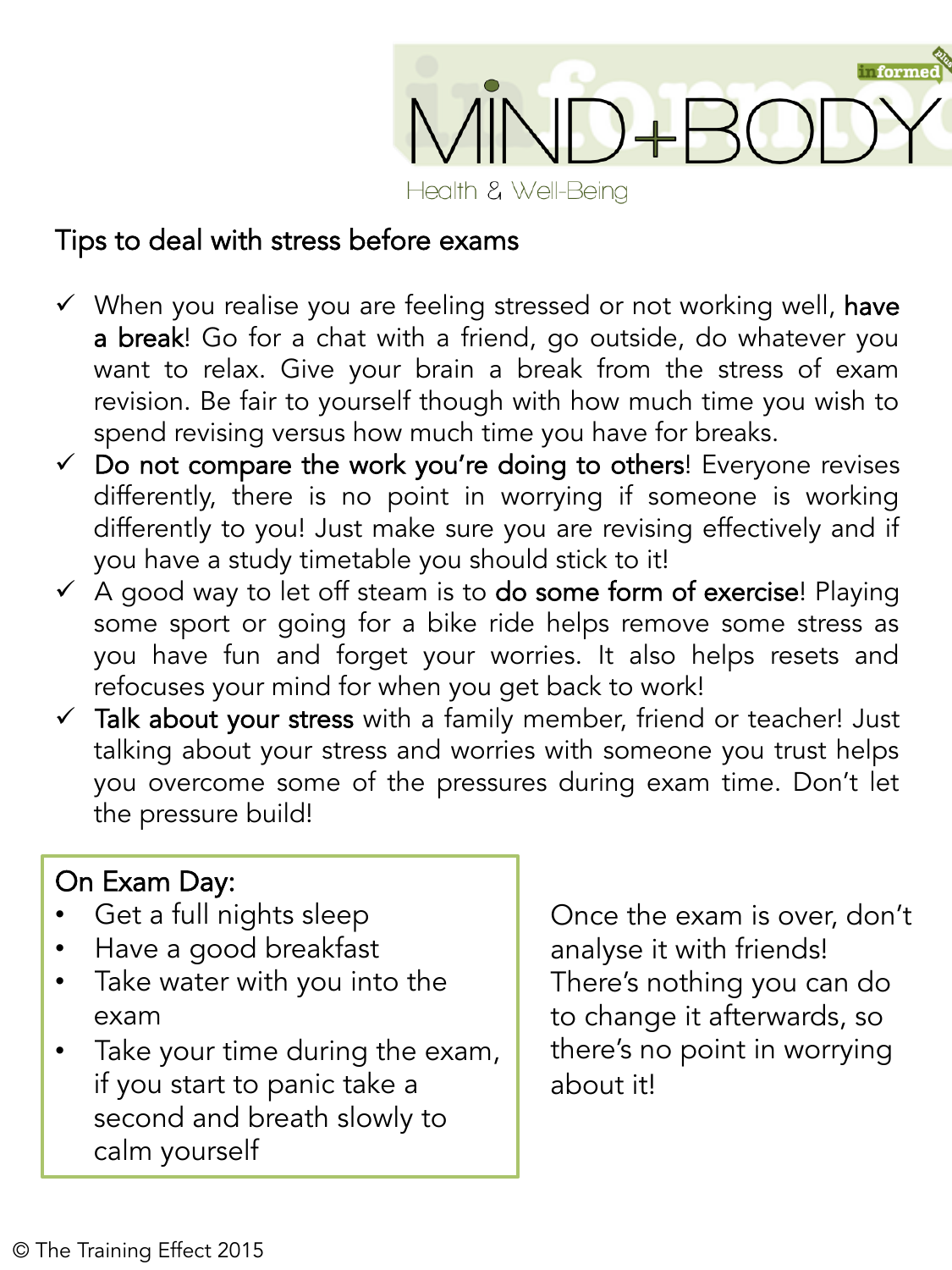# MIND+BODY

Health & Well-Being

## Tips to deal with stress before exams

- ✓ When you realise you are feeling stressed or not working well, **have a break**! Go for a chat with a friend, go outside, do whatever you want to relax. Give your brain a break from the stress of exam revision. Be fair to yourself though with how much time you wish to spend revising versus how much time you have for breaks.
- ✓ **Do not compare the work you're doing to others**! Everyone revises differently, there is no point in worrying if someone is working differently to you! Just make sure you are revising effectively and if you have a study timetable you should stick to it!
- ✓ A good way to let off steam is to **do some form of exercise**! Playing some sport or going for a bike ride helps remove some stress as you have fun and forget your worries. It also helps resets and refocuses your mind for when you get back to work!
- ✓ **Talk about your stress** with a family member, friend or teacher! Just talking about your stress and worries with someone you trust helps you overcome some of the pressures during exam time. Don't let the pressure build!

### On Exam Day:

- Get a full nights sleep
- Have a good breakfast
- Take water with you into the exam
- Take your time during the exam, if you start to panic take a second and breath slowly to calm yourself

Once the exam is over, don't analyse it with friends! There's nothing you can do to change it afterwards, so there's no point in worrying about it!

© The Training Effect 2015